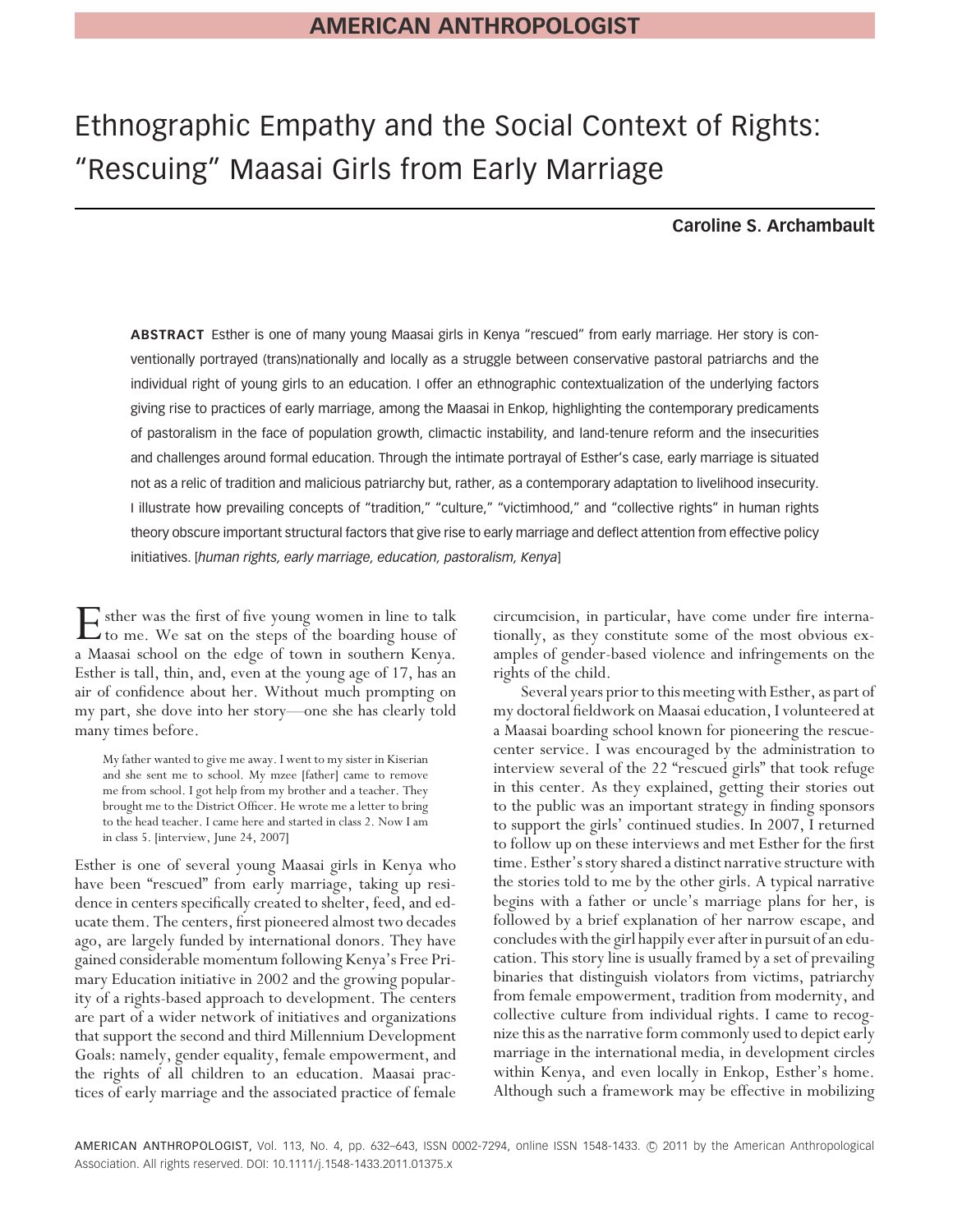# Ethnographic Empathy and the Social Context of Rights: "Rescuing" Maasai Girls from Early Marriage

**Caroline S. Archambault**

**ABSTRACT** Esther is one of many young Maasai girls in Kenya "rescued" from early marriage. Her story is conventionally portrayed (trans)nationally and locally as a struggle between conservative pastoral patriarchs and the individual right of young girls to an education. I offer an ethnographic contextualization of the underlying factors giving rise to practices of early marriage, among the Maasai in Enkop, highlighting the contemporary predicaments of pastoralism in the face of population growth, climactic instability, and land-tenure reform and the insecurities and challenges around formal education. Through the intimate portrayal of Esther's case, early marriage is situated not as a relic of tradition and malicious patriarchy but, rather, as a contemporary adaptation to livelihood insecurity. I illustrate how prevailing concepts of "tradition," "culture," "victimhood," and "collective rights" in human rights theory obscure important structural factors that give rise to early marriage and deflect attention from effective policy initiatives. [*human rights, early marriage, education, pastoralism, Kenya*]

Esther was the first of five young women in line to talk to me. We sat on the steps of the boarding house of a Maasai school on the edge of town in southern Kenya. Esther is tall, thin, and, even at the young age of 17, has an air of confidence about her. Without much prompting on my part, she dove into her story—one she has clearly told many times before.

> My father wanted to give me away. I went to my sister in Kiserian and she sent me to school. My mzee [father] came to remove me from school. I got help from my brother and a teacher. They brought me to the District Officer. He wrote me a letter to bring to the head teacher. I came here and started in class 2. Now I am in class 5. [interview, June 24, 2007]

Esther is one of several young Maasai girls in Kenya who have been "rescued" from early marriage, taking up residence in centers specifically created to shelter, feed, and educate them. The centers, first pioneered almost two decades ago, are largely funded by international donors. They have gained considerable momentum following Kenya's Free Primary Education initiative in 2002 and the growing popularity of a rights-based approach to development. The centers are part of a wider network of initiatives and organizations that support the second and third Millennium Development Goals: namely, gender equality, female empowerment, and the rights of all children to an education. Maasai practices of early marriage and the associated practice of female circumcision, in particular, have come under fire internationally, as they constitute some of the most obvious examples of gender-based violence and infringements on the rights of the child.

Several years prior to this meeting with Esther, as part of my doctoral fieldwork on Maasai education, I volunteered at a Maasai boarding school known for pioneering the rescue-center service. I was encouraged by the administration to interview several of the 22 "rescued girls" that took refuge in this center. As they explained, getting their stories out to the public was an important strategy in finding sponsors to support the girls' continued studies. In 2007, I returned to follow up on these interviews and met Esther for the first time. Esther's story shared a distinct narrative structure with the stories told to me by the other girls. A typical narrative begins with a father or uncle's marriage plans for her, is followed by a brief explanation of her narrow escape, and concludes with the girl happily ever after in pursuit of an education. This story line is usually framed by a set of prevailing binaries that distinguish violators from victims, patriarchy from female empowerment, tradition from modernity, and collective culture from individual rights. I came to recognize this as the narrative form commonly used to depict early marriage in the international media, in development circles within Kenya, and even locally in Enkop, Esther's home. Although such a framework may be effective in mobilizing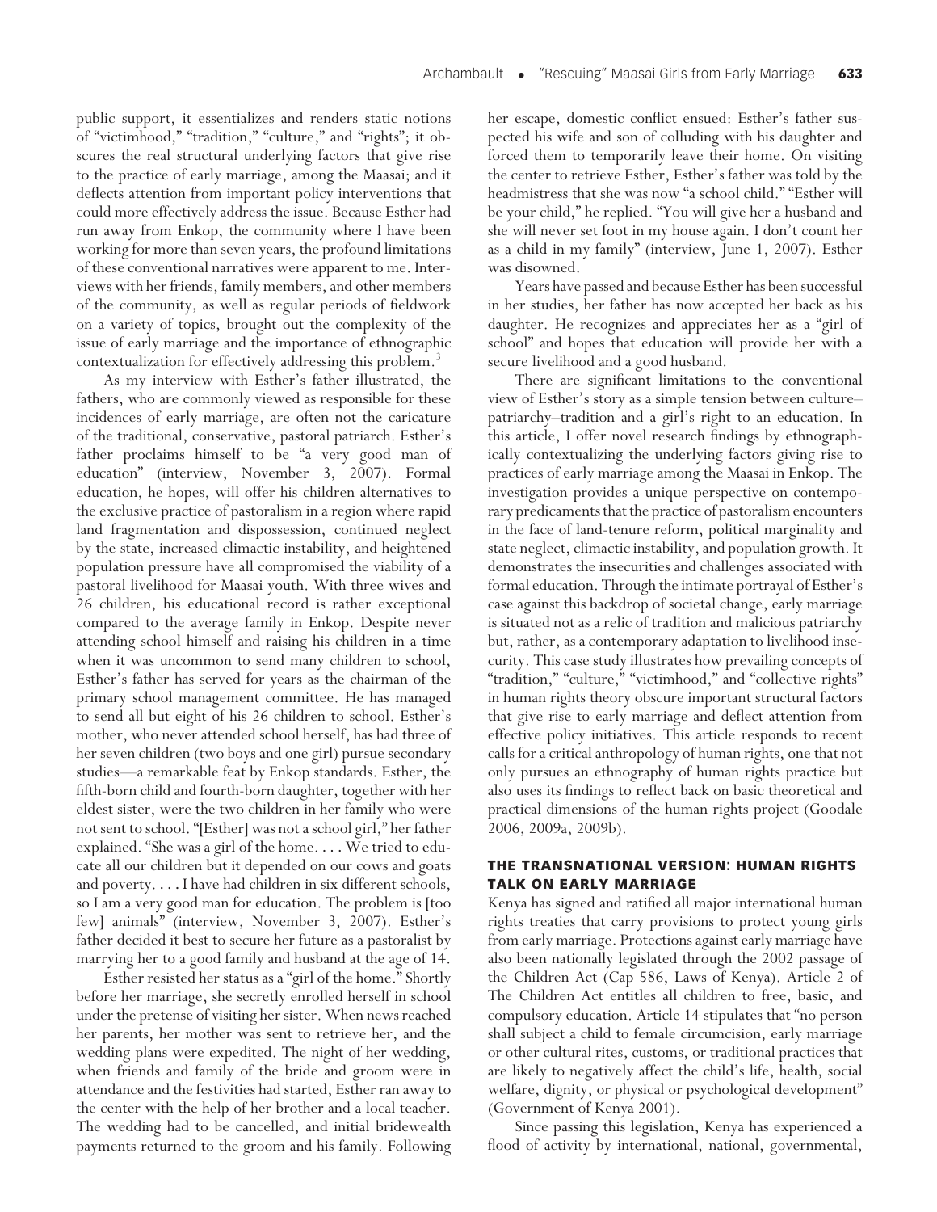public support, it essentializes and renders static notions of "victimhood," "tradition," "culture," and "rights"; it obscures the real structural underlying factors that give rise to the practice of early marriage, among the Maasai; and it deflects attention from important policy interventions that could more effectively address the issue. Because Esther had run away from Enkop, the community where I have been working for more than seven years, the profound limitations of these conventional narratives were apparent to me. Interviews with her friends, family members, and other members of the community, as well as regular periods of fieldwork on a variety of topics, brought out the complexity of the issue of early marriage and the importance of ethnographic contextualization for effectively addressing this problem.[3]

As my interview with Esther's father illustrated, the fathers, who are commonly viewed as responsible for these incidences of early marriage, are often not the caricature of the traditional, conservative, pastoral patriarch. Esther's father proclaims himself to be "a very good man of education" (interview, November 3, 2007). Formal education, he hopes, will offer his children alternatives to the exclusive practice of pastoralism in a region where rapid land fragmentation and dispossession, continued neglect by the state, increased climactic instability, and heightened population pressure have all compromised the viability of a pastoral livelihood for Maasai youth. With three wives and 26 children, his educational record is rather exceptional compared to the average family in Enkop. Despite never attending school himself and raising his children in a time when it was uncommon to send many children to school, Esther's father has served for years as the chairman of the primary school management committee. He has managed to send all but eight of his 26 children to school. Esther's mother, who never attended school herself, has had three of her seven children (two boys and one girl) pursue secondary studies—a remarkable feat by Enkop standards. Esther, the fifth-born child and fourth-born daughter, together with her eldest sister, were the two children in her family who were not sent to school. "[Esther] was not a school girl," her father explained. "She was a girl of the home. . . . We tried to educate all our children but it depended on our cows and goats and poverty. . . . I have had children in six different schools, so I am a very good man for education. The problem is [too few] animals" (interview, November 3, 2007). Esther's father decided it best to secure her future as a pastoralist by marrying her to a good family and husband at the age of 14.

Esther resisted her status as a "girl of the home." Shortly before her marriage, she secretly enrolled herself in school under the pretense of visiting her sister. When news reached her parents, her mother was sent to retrieve her, and the wedding plans were expedited. The night of her wedding, when friends and family of the bride and groom were in attendance and the festivities had started, Esther ran away to the center with the help of her brother and a local teacher. The wedding had to be cancelled, and initial bridewealth payments returned to the groom and his family. Following her escape, domestic conflict ensued: Esther's father suspected his wife and son of colluding with his daughter and forced them to temporarily leave their home. On visiting the center to retrieve Esther, Esther's father was told by the headmistress that she was now "a school child." "Esther will be your child," he replied. "You will give her a husband and she will never set foot in my house again. I don't count her as a child in my family" (interview, June 1, 2007). Esther was disowned.

Years have passed and because Esther has been successful in her studies, her father has now accepted her back as his daughter. He recognizes and appreciates her as a "girl of school" and hopes that education will provide her with a secure livelihood and a good husband.

There are significant limitations to the conventional view of Esther's story as a simple tension between culture–patriarchy–tradition and a girl's right to an education. In this article, I offer novel research findings by ethnographically contextualizing the underlying factors giving rise to practices of early marriage among the Maasai in Enkop. The investigation provides a unique perspective on contemporary predicaments that the practice of pastoralism encounters in the face of land-tenure reform, political marginality and state neglect, climactic instability, and population growth. It demonstrates the insecurities and challenges associated with formal education. Through the intimate portrayal of Esther's case against this backdrop of societal change, early marriage is situated not as a relic of tradition and malicious patriarchy but, rather, as a contemporary adaptation to livelihood insecurity. This case study illustrates how prevailing concepts of "tradition," "culture," "victimhood," and "collective rights" in human rights theory obscure important structural factors that give rise to early marriage and deflect attention from effective policy initiatives. This article responds to recent calls for a critical anthropology of human rights, one that not only pursues an ethnography of human rights practice but also uses its findings to reflect back on basic theoretical and practical dimensions of the human rights project (Goodale 2006, 2009a, 2009b).

## THE TRANSNATIONAL VERSION: HUMAN RIGHTS TALK ON EARLY MARRIAGE

Kenya has signed and ratified all major international human rights treaties that carry provisions to protect young girls from early marriage. Protections against early marriage have also been nationally legislated through the 2002 passage of the Children Act (Cap 586, Laws of Kenya). Article 2 of The Children Act entitles all children to free, basic, and compulsory education. Article 14 stipulates that "no person shall subject a child to female circumcision, early marriage or other cultural rites, customs, or traditional practices that are likely to negatively affect the child's life, health, social welfare, dignity, or physical or psychological development" (Government of Kenya 2001).

Since passing this legislation, Kenya has experienced a flood of activity by international, national, governmental,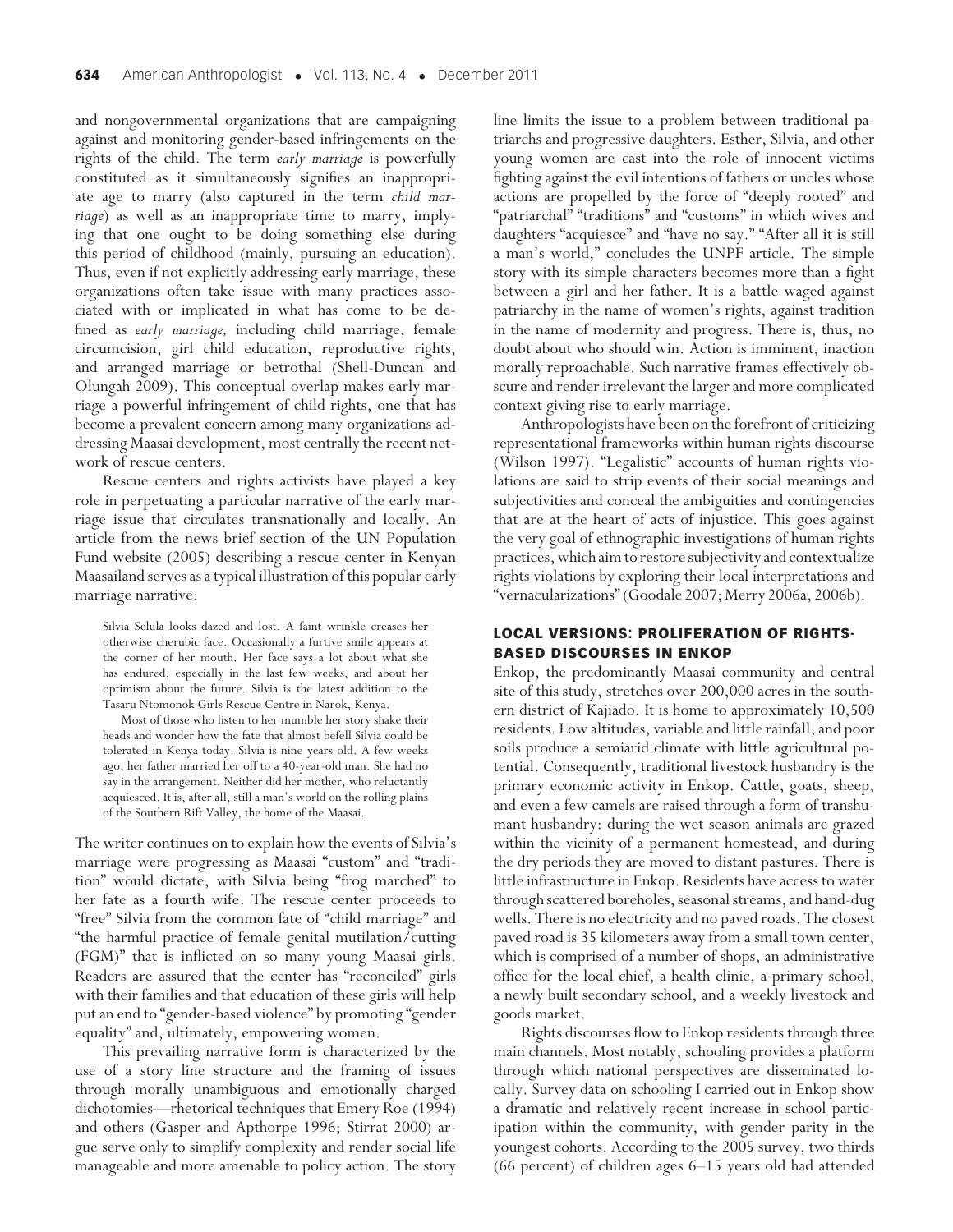and nongovernmental organizations that are campaigning against and monitoring gender-based infringements on the rights of the child. The term *early marriage* is powerfully constituted as it simultaneously signifies an inappropriate age to marry (also captured in the term *child marriage*) as well as an inappropriate time to marry, implying that one ought to be doing something else during this period of childhood (mainly, pursuing an education). Thus, even if not explicitly addressing early marriage, these organizations often take issue with many practices associated with or implicated in what has come to be defined as *early marriage,* including child marriage, female circumcision, girl child education, reproductive rights, and arranged marriage or betrothal (Shell-Duncan and Olungah 2009). This conceptual overlap makes early marriage a powerful infringement of child rights, one that has become a prevalent concern among many organizations addressing Maasai development, most centrally the recent network of rescue centers.

Rescue centers and rights activists have played a key role in perpetuating a particular narrative of the early marriage issue that circulates transnationally and locally. An article from the news brief section of the UN Population Fund website (2005) describing a rescue center in Kenyan Maasailand serves as a typical illustration of this popular early marriage narrative:

> Silvia Selula looks dazed and lost. A faint wrinkle creases her otherwise cherubic face. Occasionally a furtive smile appears at the corner of her mouth. Her face says a lot about what she has endured, especially in the last few weeks, and about her optimism about the future. Silvia is the latest addition to the Tasaru Ntomonok Girls Rescue Centre in Narok, Kenya.
>
> Most of those who listen to her mumble her story shake their heads and wonder how the fate that almost befell Silvia could be tolerated in Kenya today. Silvia is nine years old. A few weeks ago, her father married her off to a 40-year-old man. She had no say in the arrangement. Neither did her mother, who reluctantly acquiesced. It is, after all, still a man's world on the rolling plains of the Southern Rift Valley, the home of the Maasai.

The writer continues on to explain how the events of Silvia's marriage were progressing as Maasai "custom" and "tradition" would dictate, with Silvia being "frog marched" to her fate as a fourth wife. The rescue center proceeds to "free" Silvia from the common fate of "child marriage" and "the harmful practice of female genital mutilation/cutting (FGM)" that is inflicted on so many young Maasai girls. Readers are assured that the center has "reconciled" girls with their families and that education of these girls will help put an end to "gender-based violence" by promoting "gender equality" and, ultimately, empowering women.

This prevailing narrative form is characterized by the use of a story line structure and the framing of issues through morally unambiguous and emotionally charged dichotomies—rhetorical techniques that Emery Roe (1994) and others (Gasper and Apthorpe 1996; Stirrat 2000) argue serve only to simplify complexity and render social life manageable and more amenable to policy action. The story line limits the issue to a problem between traditional patriarchs and progressive daughters. Esther, Silvia, and other young women are cast into the role of innocent victims fighting against the evil intentions of fathers or uncles whose actions are propelled by the force of "deeply rooted" and "patriarchal" "traditions" and "customs" in which wives and daughters "acquiesce" and "have no say." "After all it is still a man's world," concludes the UNPF article. The simple story with its simple characters becomes more than a fight between a girl and her father. It is a battle waged against patriarchy in the name of women's rights, against tradition in the name of modernity and progress. There is, thus, no doubt about who should win. Action is imminent, inaction morally reproachable. Such narrative frames effectively obscure and render irrelevant the larger and more complicated context giving rise to early marriage.

Anthropologists have been on the forefront of criticizing representational frameworks within human rights discourse (Wilson 1997). "Legalistic" accounts of human rights violations are said to strip events of their social meanings and subjectivities and conceal the ambiguities and contingencies that are at the heart of acts of injustice. This goes against the very goal of ethnographic investigations of human rights practices, which aim to restore subjectivity and contextualize rights violations by exploring their local interpretations and "vernacularizations" (Goodale 2007; Merry 2006a, 2006b).

## LOCAL VERSIONS: PROLIFERATION OF RIGHTS-BASED DISCOURSES IN ENKOP

Enkop, the predominantly Maasai community and central site of this study, stretches over 200,000 acres in the southern district of Kajiado. It is home to approximately 10,500 residents. Low altitudes, variable and little rainfall, and poor soils produce a semiarid climate with little agricultural potential. Consequently, traditional livestock husbandry is the primary economic activity in Enkop. Cattle, goats, sheep, and even a few camels are raised through a form of transhumant husbandry: during the wet season animals are grazed within the vicinity of a permanent homestead, and during the dry periods they are moved to distant pastures. There is little infrastructure in Enkop. Residents have access to water through scattered boreholes, seasonal streams, and hand-dug wells. There is no electricity and no paved roads. The closest paved road is 35 kilometers away from a small town center, which is comprised of a number of shops, an administrative office for the local chief, a health clinic, a primary school, a newly built secondary school, and a weekly livestock and goods market.

Rights discourses flow to Enkop residents through three main channels. Most notably, schooling provides a platform through which national perspectives are disseminated locally. Survey data on schooling I carried out in Enkop show a dramatic and relatively recent increase in school participation within the community, with gender parity in the youngest cohorts. According to the 2005 survey, two thirds (66 percent) of children ages 6–15 years old had attended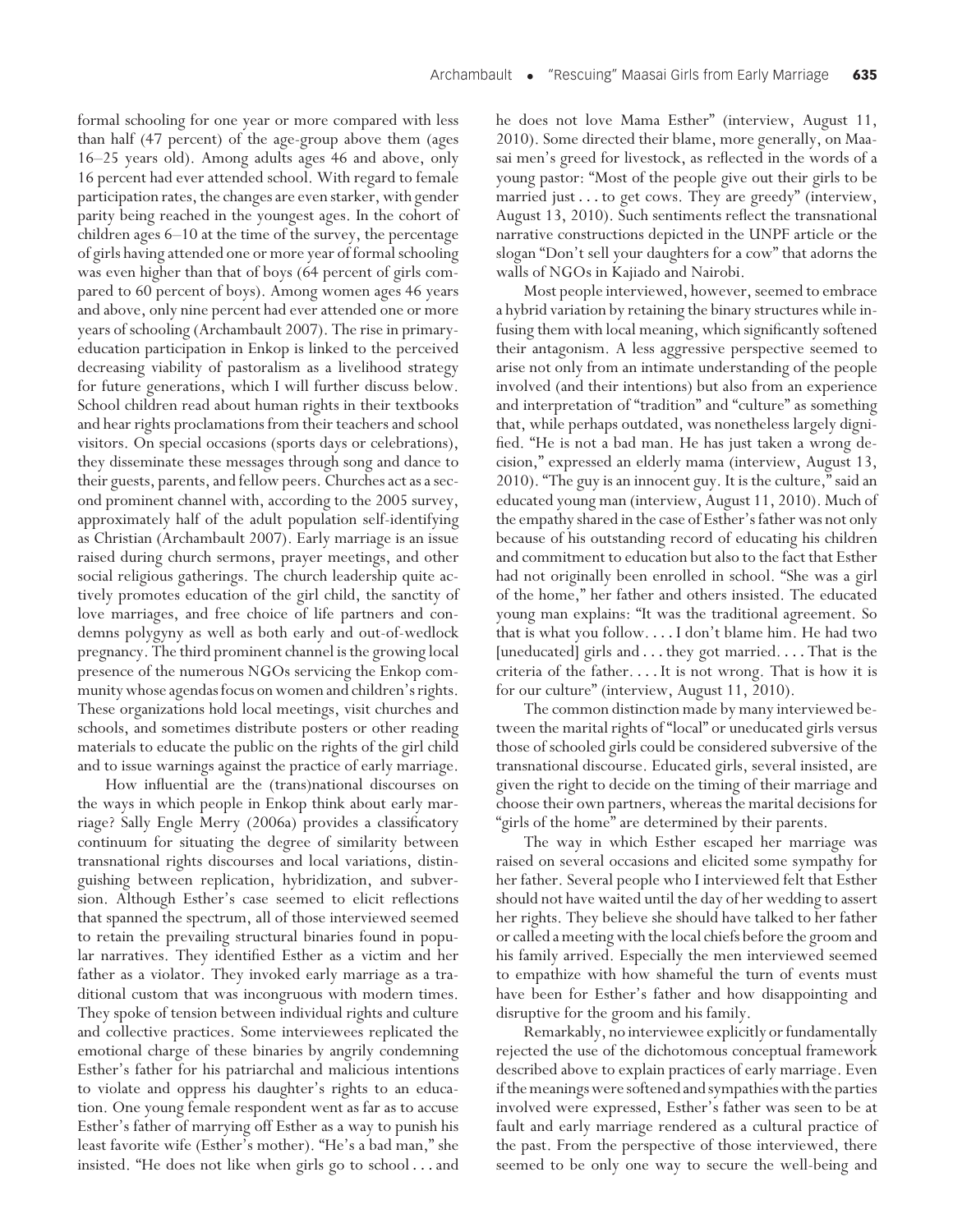formal schooling for one year or more compared with less than half (47 percent) of the age-group above them (ages 16–25 years old). Among adults ages 46 and above, only 16 percent had ever attended school. With regard to female participation rates, the changes are even starker, with gender parity being reached in the youngest ages. In the cohort of children ages 6–10 at the time of the survey, the percentage of girls having attended one or more year of formal schooling was even higher than that of boys (64 percent of girls compared to 60 percent of boys). Among women ages 46 years and above, only nine percent had ever attended one or more years of schooling (Archambault 2007). The rise in primary-education participation in Enkop is linked to the perceived decreasing viability of pastoralism as a livelihood strategy for future generations, which I will further discuss below. School children read about human rights in their textbooks and hear rights proclamations from their teachers and school visitors. On special occasions (sports days or celebrations), they disseminate these messages through song and dance to their guests, parents, and fellow peers. Churches act as a second prominent channel with, according to the 2005 survey, approximately half of the adult population self-identifying as Christian (Archambault 2007). Early marriage is an issue raised during church sermons, prayer meetings, and other social religious gatherings. The church leadership quite actively promotes education of the girl child, the sanctity of love marriages, and free choice of life partners and condemns polygyny as well as both early and out-of-wedlock pregnancy. The third prominent channel is the growing local presence of the numerous NGOs servicing the Enkop community whose agendas focus on women and children's rights. These organizations hold local meetings, visit churches and schools, and sometimes distribute posters or other reading materials to educate the public on the rights of the girl child and to issue warnings against the practice of early marriage.

How influential are the (trans)national discourses on the ways in which people in Enkop think about early marriage? Sally Engle Merry (2006a) provides a classificatory continuum for situating the degree of similarity between transnational rights discourses and local variations, distinguishing between replication, hybridization, and subversion. Although Esther's case seemed to elicit reflections that spanned the spectrum, all of those interviewed seemed to retain the prevailing structural binaries found in popular narratives. They identified Esther as a victim and her father as a violator. They invoked early marriage as a traditional custom that was incongruous with modern times. They spoke of tension between individual rights and culture and collective practices. Some interviewees replicated the emotional charge of these binaries by angrily condemning Esther's father for his patriarchal and malicious intentions to violate and oppress his daughter's rights to an education. One young female respondent went as far as to accuse Esther's father of marrying off Esther as a way to punish his least favorite wife (Esther's mother). "He's a bad man," she insisted. "He does not like when girls go to school . . . and he does not love Mama Esther" (interview, August 11, 2010). Some directed their blame, more generally, on Maasai men's greed for livestock, as reflected in the words of a young pastor: "Most of the people give out their girls to be married just . . . to get cows. They are greedy" (interview, August 13, 2010). Such sentiments reflect the transnational narrative constructions depicted in the UNPF article or the slogan "Don't sell your daughters for a cow" that adorns the walls of NGOs in Kajiado and Nairobi.

Most people interviewed, however, seemed to embrace a hybrid variation by retaining the binary structures while infusing them with local meaning, which significantly softened their antagonism. A less aggressive perspective seemed to arise not only from an intimate understanding of the people involved (and their intentions) but also from an experience and interpretation of "tradition" and "culture" as something that, while perhaps outdated, was nonetheless largely dignified. "He is not a bad man. He has just taken a wrong decision," expressed an elderly mama (interview, August 13, 2010). "The guy is an innocent guy. It is the culture," said an educated young man (interview, August 11, 2010). Much of the empathy shared in the case of Esther's father was not only because of his outstanding record of educating his children and commitment to education but also to the fact that Esther had not originally been enrolled in school. "She was a girl of the home," her father and others insisted. The educated young man explains: "It was the traditional agreement. So that is what you follow. . . . I don't blame him. He had two [uneducated] girls and . . . they got married. . . . That is the criteria of the father. . . . It is not wrong. That is how it is for our culture" (interview, August 11, 2010).

The common distinction made by many interviewed between the marital rights of "local" or uneducated girls versus those of schooled girls could be considered subversive of the transnational discourse. Educated girls, several insisted, are given the right to decide on the timing of their marriage and choose their own partners, whereas the marital decisions for "girls of the home" are determined by their parents.

The way in which Esther escaped her marriage was raised on several occasions and elicited some sympathy for her father. Several people who I interviewed felt that Esther should not have waited until the day of her wedding to assert her rights. They believe she should have talked to her father or called a meeting with the local chiefs before the groom and his family arrived. Especially the men interviewed seemed to empathize with how shameful the turn of events must have been for Esther's father and how disappointing and disruptive for the groom and his family.

Remarkably, no interviewee explicitly or fundamentally rejected the use of the dichotomous conceptual framework described above to explain practices of early marriage. Even if the meanings were softened and sympathies with the parties involved were expressed, Esther's father was seen to be at fault and early marriage rendered as a cultural practice of the past. From the perspective of those interviewed, there seemed to be only one way to secure the well-being and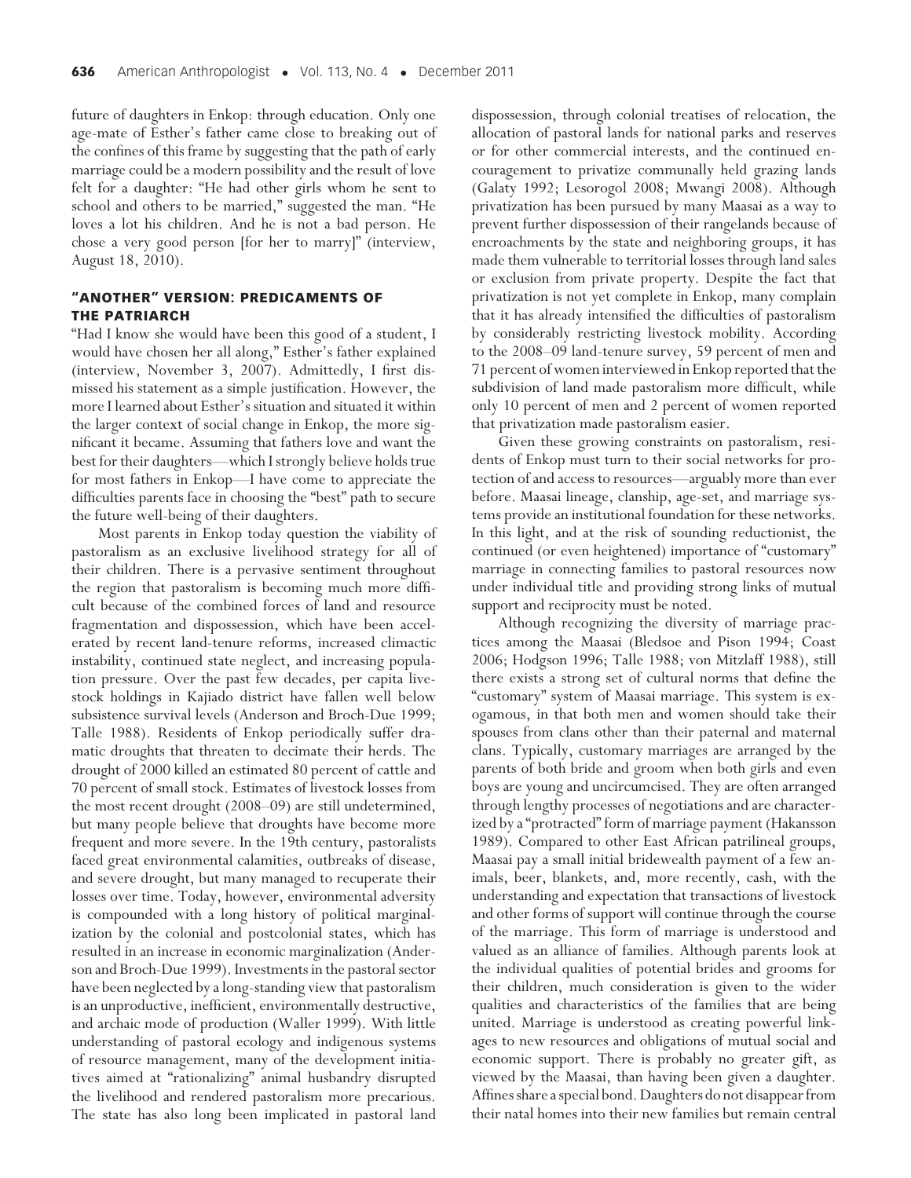future of daughters in Enkop: through education. Only one age-mate of Esther's father came close to breaking out of the confines of this frame by suggesting that the path of early marriage could be a modern possibility and the result of love felt for a daughter: "He had other girls whom he sent to school and others to be married," suggested the man. "He loves a lot his children. And he is not a bad person. He chose a very good person [for her to marry]" (interview, August 18, 2010).

## "ANOTHER" VERSION: PREDICAMENTS OF THE PATRIARCH

"Had I know she would have been this good of a student, I would have chosen her all along," Esther's father explained (interview, November 3, 2007). Admittedly, I first dismissed his statement as a simple justification. However, the more I learned about Esther's situation and situated it within the larger context of social change in Enkop, the more significant it became. Assuming that fathers love and want the best for their daughters—which I strongly believe holds true for most fathers in Enkop—I have come to appreciate the difficulties parents face in choosing the "best" path to secure the future well-being of their daughters.

Most parents in Enkop today question the viability of pastoralism as an exclusive livelihood strategy for all of their children. There is a pervasive sentiment throughout the region that pastoralism is becoming much more difficult because of the combined forces of land and resource fragmentation and dispossession, which have been accelerated by recent land-tenure reforms, increased climactic instability, continued state neglect, and increasing population pressure. Over the past few decades, per capita livestock holdings in Kajiado district have fallen well below subsistence survival levels (Anderson and Broch-Due 1999; Talle 1988). Residents of Enkop periodically suffer dramatic droughts that threaten to decimate their herds. The drought of 2000 killed an estimated 80 percent of cattle and 70 percent of small stock. Estimates of livestock losses from the most recent drought (2008–09) are still undetermined, but many people believe that droughts have become more frequent and more severe. In the 19th century, pastoralists faced great environmental calamities, outbreaks of disease, and severe drought, but many managed to recuperate their losses over time. Today, however, environmental adversity is compounded with a long history of political marginalization by the colonial and postcolonial states, which has resulted in an increase in economic marginalization (Anderson and Broch-Due 1999). Investments in the pastoral sector have been neglected by a long-standing view that pastoralism is an unproductive, inefficient, environmentally destructive, and archaic mode of production (Waller 1999). With little understanding of pastoral ecology and indigenous systems of resource management, many of the development initiatives aimed at "rationalizing" animal husbandry disrupted the livelihood and rendered pastoralism more precarious. The state has also long been implicated in pastoral land dispossession, through colonial treatises of relocation, the allocation of pastoral lands for national parks and reserves or for other commercial interests, and the continued encouragement to privatize communally held grazing lands (Galaty 1992; Lesorogol 2008; Mwangi 2008). Although privatization has been pursued by many Maasai as a way to prevent further dispossession of their rangelands because of encroachments by the state and neighboring groups, it has made them vulnerable to territorial losses through land sales or exclusion from private property. Despite the fact that privatization is not yet complete in Enkop, many complain that it has already intensified the difficulties of pastoralism by considerably restricting livestock mobility. According to the 2008–09 land-tenure survey, 59 percent of men and 71 percent of women interviewed in Enkop reported that the subdivision of land made pastoralism more difficult, while only 10 percent of men and 2 percent of women reported that privatization made pastoralism easier.

Given these growing constraints on pastoralism, residents of Enkop must turn to their social networks for protection of and access to resources—arguably more than ever before. Maasai lineage, clanship, age-set, and marriage systems provide an institutional foundation for these networks. In this light, and at the risk of sounding reductionist, the continued (or even heightened) importance of "customary" marriage in connecting families to pastoral resources now under individual title and providing strong links of mutual support and reciprocity must be noted.

Although recognizing the diversity of marriage practices among the Maasai (Bledsoe and Pison 1994; Coast 2006; Hodgson 1996; Talle 1988; von Mitzlaff 1988), still there exists a strong set of cultural norms that define the "customary" system of Maasai marriage. This system is exogamous, in that both men and women should take their spouses from clans other than their paternal and maternal clans. Typically, customary marriages are arranged by the parents of both bride and groom when both girls and even boys are young and uncircumcised. They are often arranged through lengthy processes of negotiations and are characterized by a "protracted" form of marriage payment (Hakansson 1989). Compared to other East African patrilineal groups, Maasai pay a small initial bridewealth payment of a few animals, beer, blankets, and, more recently, cash, with the understanding and expectation that transactions of livestock and other forms of support will continue through the course of the marriage. This form of marriage is understood and valued as an alliance of families. Although parents look at the individual qualities of potential brides and grooms for their children, much consideration is given to the wider qualities and characteristics of the families that are being united. Marriage is understood as creating powerful linkages to new resources and obligations of mutual social and economic support. There is probably no greater gift, as viewed by the Maasai, than having been given a daughter. Affines share a special bond. Daughters do not disappear from their natal homes into their new families but remain central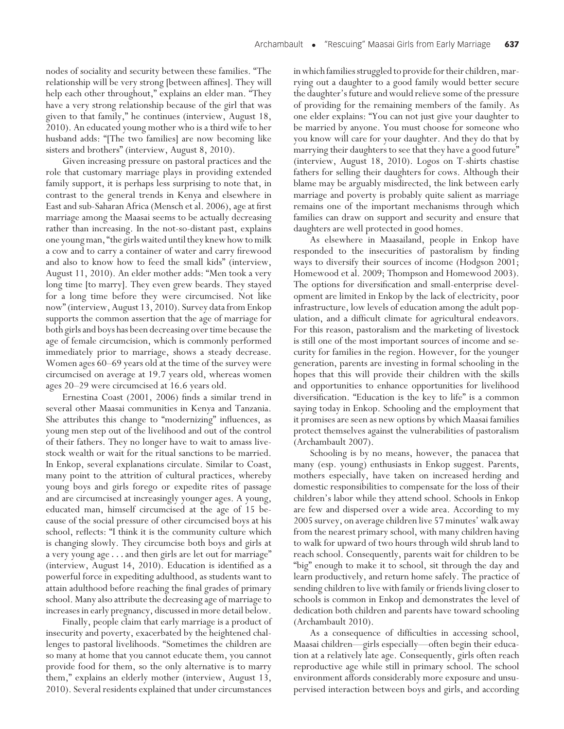nodes of sociality and security between these families. "The relationship will be very strong [between affines]. They will help each other throughout," explains an elder man. "They have a very strong relationship because of the girl that was given to that family," he continues (interview, August 18, 2010). An educated young mother who is a third wife to her husband adds: "[The two families] are now becoming like sisters and brothers" (interview, August 8, 2010).

Given increasing pressure on pastoral practices and the role that customary marriage plays in providing extended family support, it is perhaps less surprising to note that, in contrast to the general trends in Kenya and elsewhere in East and sub-Saharan Africa (Mensch et al. 2006), age at first marriage among the Maasai seems to be actually decreasing rather than increasing. In the not-so-distant past, explains one young man, "the girls waited until they knew how to milk a cow and to carry a container of water and carry firewood and also to know how to feed the small kids" (interview, August 11, 2010). An elder mother adds: "Men took a very long time [to marry]. They even grew beards. They stayed for a long time before they were circumcised. Not like now" (interview, August 13, 2010). Survey data from Enkop supports the common assertion that the age of marriage for both girls and boys has been decreasing over time because the age of female circumcision, which is commonly performed immediately prior to marriage, shows a steady decrease. Women ages 60–69 years old at the time of the survey were circumcised on average at 19.7 years old, whereas women ages 20–29 were circumcised at 16.6 years old.

Ernestina Coast (2001, 2006) finds a similar trend in several other Maasai communities in Kenya and Tanzania. She attributes this change to "modernizing" influences, as young men step out of the livelihood and out of the control of their fathers. They no longer have to wait to amass livestock wealth or wait for the ritual sanctions to be married. In Enkop, several explanations circulate. Similar to Coast, many point to the attrition of cultural practices, whereby young boys and girls forego or expedite rites of passage and are circumcised at increasingly younger ages. A young, educated man, himself circumcised at the age of 15 because of the social pressure of other circumcised boys at his school, reflects: "I think it is the community culture which is changing slowly. They circumcise both boys and girls at a very young age . . . and then girls are let out for marriage" (interview, August 14, 2010). Education is identified as a powerful force in expediting adulthood, as students want to attain adulthood before reaching the final grades of primary school. Many also attribute the decreasing age of marriage to increases in early pregnancy, discussed in more detail below.

Finally, people claim that early marriage is a product of insecurity and poverty, exacerbated by the heightened challenges to pastoral livelihoods. "Sometimes the children are so many at home that you cannot educate them, you cannot provide food for them, so the only alternative is to marry them," explains an elderly mother (interview, August 13, 2010). Several residents explained that under circumstances in which families struggled to provide for their children, marrying out a daughter to a good family would better secure the daughter's future and would relieve some of the pressure of providing for the remaining members of the family. As one elder explains: "You can not just give your daughter to be married by anyone. You must choose for someone who you know will care for your daughter. And they do that by marrying their daughters to see that they have a good future" (interview, August 18, 2010). Logos on T-shirts chastise fathers for selling their daughters for cows. Although their blame may be arguably misdirected, the link between early marriage and poverty is probably quite salient as marriage remains one of the important mechanisms through which families can draw on support and security and ensure that daughters are well protected in good homes.

As elsewhere in Maasailand, people in Enkop have responded to the insecurities of pastoralism by finding ways to diversify their sources of income (Hodgson 2001; Homewood et al. 2009; Thompson and Homewood 2003). The options for diversification and small-enterprise development are limited in Enkop by the lack of electricity, poor infrastructure, low levels of education among the adult population, and a difficult climate for agricultural endeavors. For this reason, pastoralism and the marketing of livestock is still one of the most important sources of income and security for families in the region. However, for the younger generation, parents are investing in formal schooling in the hopes that this will provide their children with the skills and opportunities to enhance opportunities for livelihood diversification. "Education is the key to life" is a common saying today in Enkop. Schooling and the employment that it promises are seen as new options by which Maasai families protect themselves against the vulnerabilities of pastoralism (Archambault 2007).

Schooling is by no means, however, the panacea that many (esp. young) enthusiasts in Enkop suggest. Parents, mothers especially, have taken on increased herding and domestic responsibilities to compensate for the loss of their children's labor while they attend school. Schools in Enkop are few and dispersed over a wide area. According to my 2005 survey, on average children live 57 minutes' walk away from the nearest primary school, with many children having to walk for upward of two hours through wild shrub land to reach school. Consequently, parents wait for children to be "big" enough to make it to school, sit through the day and learn productively, and return home safely. The practice of sending children to live with family or friends living closer to schools is common in Enkop and demonstrates the level of dedication both children and parents have toward schooling (Archambault 2010).

As a consequence of difficulties in accessing school, Maasai children—girls especially—often begin their education at a relatively late age. Consequently, girls often reach reproductive age while still in primary school. The school environment affords considerably more exposure and unsupervised interaction between boys and girls, and according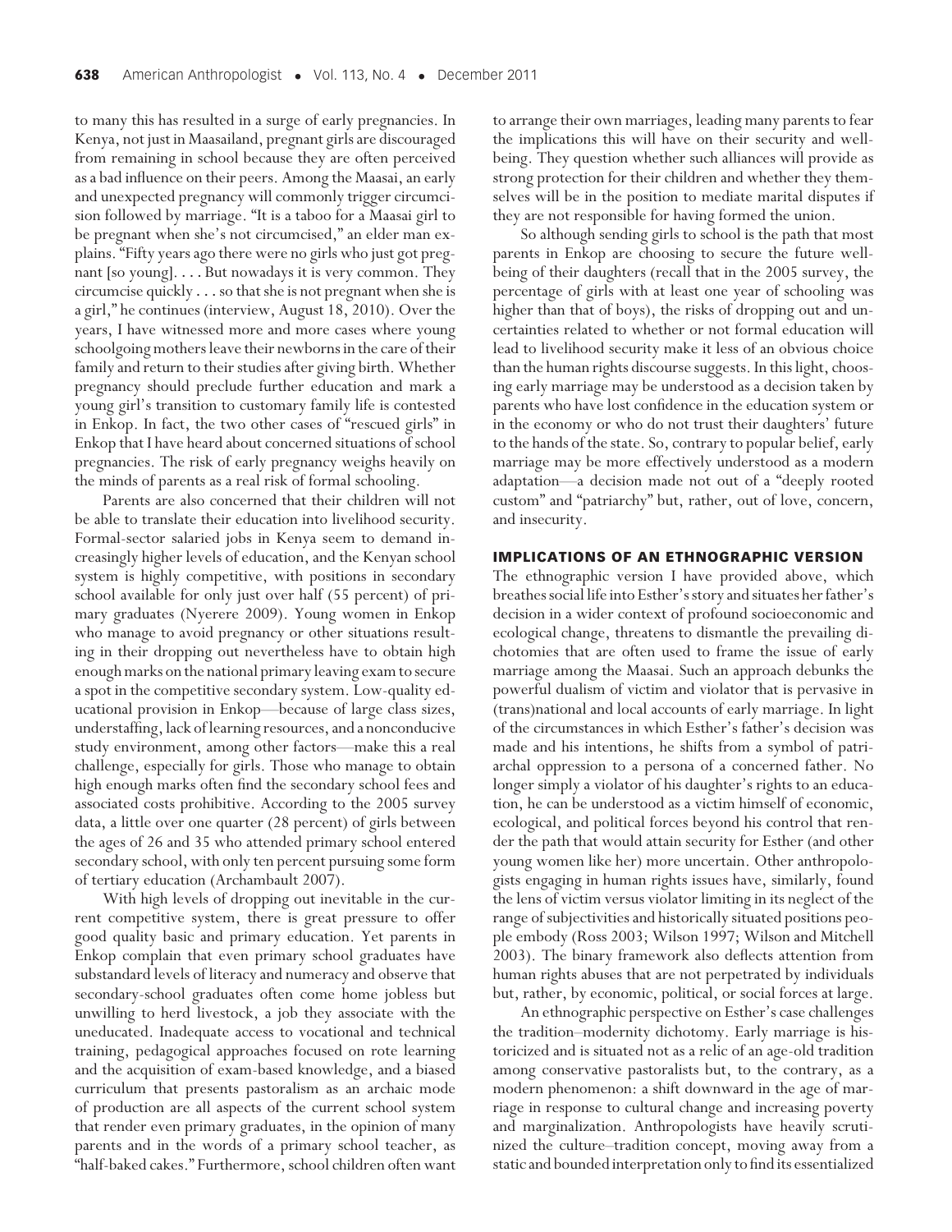to many this has resulted in a surge of early pregnancies. In Kenya, not just in Maasailand, pregnant girls are discouraged from remaining in school because they are often perceived as a bad influence on their peers. Among the Maasai, an early and unexpected pregnancy will commonly trigger circumcision followed by marriage. "It is a taboo for a Maasai girl to be pregnant when she's not circumcised," an elder man explains. "Fifty years ago there were no girls who just got pregnant [so young]. . . . But nowadays it is very common. They circumcise quickly . . . so that she is not pregnant when she is a girl," he continues (interview, August 18, 2010). Over the years, I have witnessed more and more cases where young schoolgoing mothers leave their newborns in the care of their family and return to their studies after giving birth. Whether pregnancy should preclude further education and mark a young girl's transition to customary family life is contested in Enkop. In fact, the two other cases of "rescued girls" in Enkop that I have heard about concerned situations of school pregnancies. The risk of early pregnancy weighs heavily on the minds of parents as a real risk of formal schooling.

Parents are also concerned that their children will not be able to translate their education into livelihood security. Formal-sector salaried jobs in Kenya seem to demand increasingly higher levels of education, and the Kenyan school system is highly competitive, with positions in secondary school available for only just over half (55 percent) of primary graduates (Nyerere 2009). Young women in Enkop who manage to avoid pregnancy or other situations resulting in their dropping out nevertheless have to obtain high enough marks on the national primary leaving exam to secure a spot in the competitive secondary system. Low-quality educational provision in Enkop—because of large class sizes, understaffing, lack of learning resources, and a nonconducive study environment, among other factors—make this a real challenge, especially for girls. Those who manage to obtain high enough marks often find the secondary school fees and associated costs prohibitive. According to the 2005 survey data, a little over one quarter (28 percent) of girls between the ages of 26 and 35 who attended primary school entered secondary school, with only ten percent pursuing some form of tertiary education (Archambault 2007).

With high levels of dropping out inevitable in the current competitive system, there is great pressure to offer good quality basic and primary education. Yet parents in Enkop complain that even primary school graduates have substandard levels of literacy and numeracy and observe that secondary-school graduates often come home jobless but unwilling to herd livestock, a job they associate with the uneducated. Inadequate access to vocational and technical training, pedagogical approaches focused on rote learning and the acquisition of exam-based knowledge, and a biased curriculum that presents pastoralism as an archaic mode of production are all aspects of the current school system that render even primary graduates, in the opinion of many parents and in the words of a primary school teacher, as "half-baked cakes." Furthermore, school children often want to arrange their own marriages, leading many parents to fear the implications this will have on their security and well-being. They question whether such alliances will provide as strong protection for their children and whether they themselves will be in the position to mediate marital disputes if they are not responsible for having formed the union.

So although sending girls to school is the path that most parents in Enkop are choosing to secure the future well-being of their daughters (recall that in the 2005 survey, the percentage of girls with at least one year of schooling was higher than that of boys), the risks of dropping out and uncertainties related to whether or not formal education will lead to livelihood security make it less of an obvious choice than the human rights discourse suggests. In this light, choosing early marriage may be understood as a decision taken by parents who have lost confidence in the education system or in the economy or who do not trust their daughters' future to the hands of the state. So, contrary to popular belief, early marriage may be more effectively understood as a modern adaptation—a decision made not out of a "deeply rooted custom" and "patriarchy" but, rather, out of love, concern, and insecurity.

## IMPLICATIONS OF AN ETHNOGRAPHIC VERSION

The ethnographic version I have provided above, which breathes social life into Esther's story and situates her father's decision in a wider context of profound socioeconomic and ecological change, threatens to dismantle the prevailing dichotomies that are often used to frame the issue of early marriage among the Maasai. Such an approach debunks the powerful dualism of victim and violator that is pervasive in (trans)national and local accounts of early marriage. In light of the circumstances in which Esther's father's decision was made and his intentions, he shifts from a symbol of patriarchal oppression to a persona of a concerned father. No longer simply a violator of his daughter's rights to an education, he can be understood as a victim himself of economic, ecological, and political forces beyond his control that render the path that would attain security for Esther (and other young women like her) more uncertain. Other anthropologists engaging in human rights issues have, similarly, found the lens of victim versus violator limiting in its neglect of the range of subjectivities and historically situated positions people embody (Ross 2003; Wilson 1997; Wilson and Mitchell 2003). The binary framework also deflects attention from human rights abuses that are not perpetrated by individuals but, rather, by economic, political, or social forces at large.

An ethnographic perspective on Esther's case challenges the tradition–modernity dichotomy. Early marriage is historicized and is situated not as a relic of an age-old tradition among conservative pastoralists but, to the contrary, as a modern phenomenon: a shift downward in the age of marriage in response to cultural change and increasing poverty and marginalization. Anthropologists have heavily scrutinized the culture–tradition concept, moving away from a static and bounded interpretation only to find its essentialized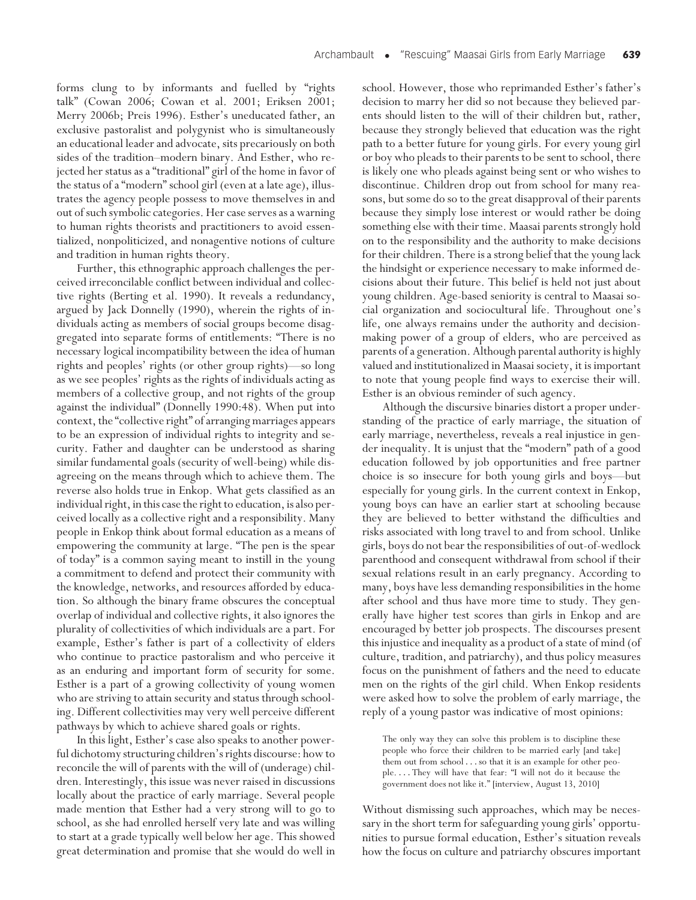forms clung to by informants and fuelled by "rights talk" (Cowan 2006; Cowan et al. 2001; Eriksen 2001; Merry 2006b; Preis 1996). Esther's uneducated father, an exclusive pastoralist and polygynist who is simultaneously an educational leader and advocate, sits precariously on both sides of the tradition–modern binary. And Esther, who rejected her status as a "traditional" girl of the home in favor of the status of a "modern" school girl (even at a late age), illustrates the agency people possess to move themselves in and out of such symbolic categories. Her case serves as a warning to human rights theorists and practitioners to avoid essentialized, nonpoliticized, and nonagentive notions of culture and tradition in human rights theory.

Further, this ethnographic approach challenges the perceived irreconcilable conflict between individual and collective rights (Berting et al. 1990). It reveals a redundancy, argued by Jack Donnelly (1990), wherein the rights of individuals acting as members of social groups become disaggregated into separate forms of entitlements: "There is no necessary logical incompatibility between the idea of human rights and peoples' rights (or other group rights)—so long as we see peoples' rights as the rights of individuals acting as members of a collective group, and not rights of the group against the individual" (Donnelly 1990:48). When put into context, the "collective right" of arranging marriages appears to be an expression of individual rights to integrity and security. Father and daughter can be understood as sharing similar fundamental goals (security of well-being) while disagreeing on the means through which to achieve them. The reverse also holds true in Enkop. What gets classified as an individual right, in this case the right to education, is also perceived locally as a collective right and a responsibility. Many people in Enkop think about formal education as a means of empowering the community at large. "The pen is the spear of today" is a common saying meant to instill in the young a commitment to defend and protect their community with the knowledge, networks, and resources afforded by education. So although the binary frame obscures the conceptual overlap of individual and collective rights, it also ignores the plurality of collectivities of which individuals are a part. For example, Esther's father is part of a collectivity of elders who continue to practice pastoralism and who perceive it as an enduring and important form of security for some. Esther is a part of a growing collectivity of young women who are striving to attain security and status through schooling. Different collectivities may very well perceive different pathways by which to achieve shared goals or rights.

In this light, Esther's case also speaks to another powerful dichotomy structuring children's rights discourse: how to reconcile the will of parents with the will of (underage) children. Interestingly, this issue was never raised in discussions locally about the practice of early marriage. Several people made mention that Esther had a very strong will to go to school, as she had enrolled herself very late and was willing to start at a grade typically well below her age. This showed great determination and promise that she would do well in school. However, those who reprimanded Esther's father's decision to marry her did so not because they believed parents should listen to the will of their children but, rather, because they strongly believed that education was the right path to a better future for young girls. For every young girl or boy who pleads to their parents to be sent to school, there is likely one who pleads against being sent or who wishes to discontinue. Children drop out from school for many reasons, but some do so to the great disapproval of their parents because they simply lose interest or would rather be doing something else with their time. Maasai parents strongly hold on to the responsibility and the authority to make decisions for their children. There is a strong belief that the young lack the hindsight or experience necessary to make informed decisions about their future. This belief is held not just about young children. Age-based seniority is central to Maasai social organization and sociocultural life. Throughout one's life, one always remains under the authority and decision-making power of a group of elders, who are perceived as parents of a generation. Although parental authority is highly valued and institutionalized in Maasai society, it is important to note that young people find ways to exercise their will. Esther is an obvious reminder of such agency.

Although the discursive binaries distort a proper understanding of the practice of early marriage, the situation of early marriage, nevertheless, reveals a real injustice in gender inequality. It is unjust that the "modern" path of a good education followed by job opportunities and free partner choice is so insecure for both young girls and boys—but especially for young girls. In the current context in Enkop, young boys can have an earlier start at schooling because they are believed to better withstand the difficulties and risks associated with long travel to and from school. Unlike girls, boys do not bear the responsibilities of out-of-wedlock parenthood and consequent withdrawal from school if their sexual relations result in an early pregnancy. According to many, boys have less demanding responsibilities in the home after school and thus have more time to study. They generally have higher test scores than girls in Enkop and are encouraged by better job prospects. The discourses present this injustice and inequality as a product of a state of mind (of culture, tradition, and patriarchy), and thus policy measures focus on the punishment of fathers and the need to educate men on the rights of the girl child. When Enkop residents were asked how to solve the problem of early marriage, the reply of a young pastor was indicative of most opinions:

> The only way they can solve this problem is to discipline these people who force their children to be married early [and take] them out from school . . . so that it is an example for other people. . . . They will have that fear: "I will not do it because the government does not like it." [interview, August 13, 2010]

Without dismissing such approaches, which may be necessary in the short term for safeguarding young girls' opportunities to pursue formal education, Esther's situation reveals how the focus on culture and patriarchy obscures important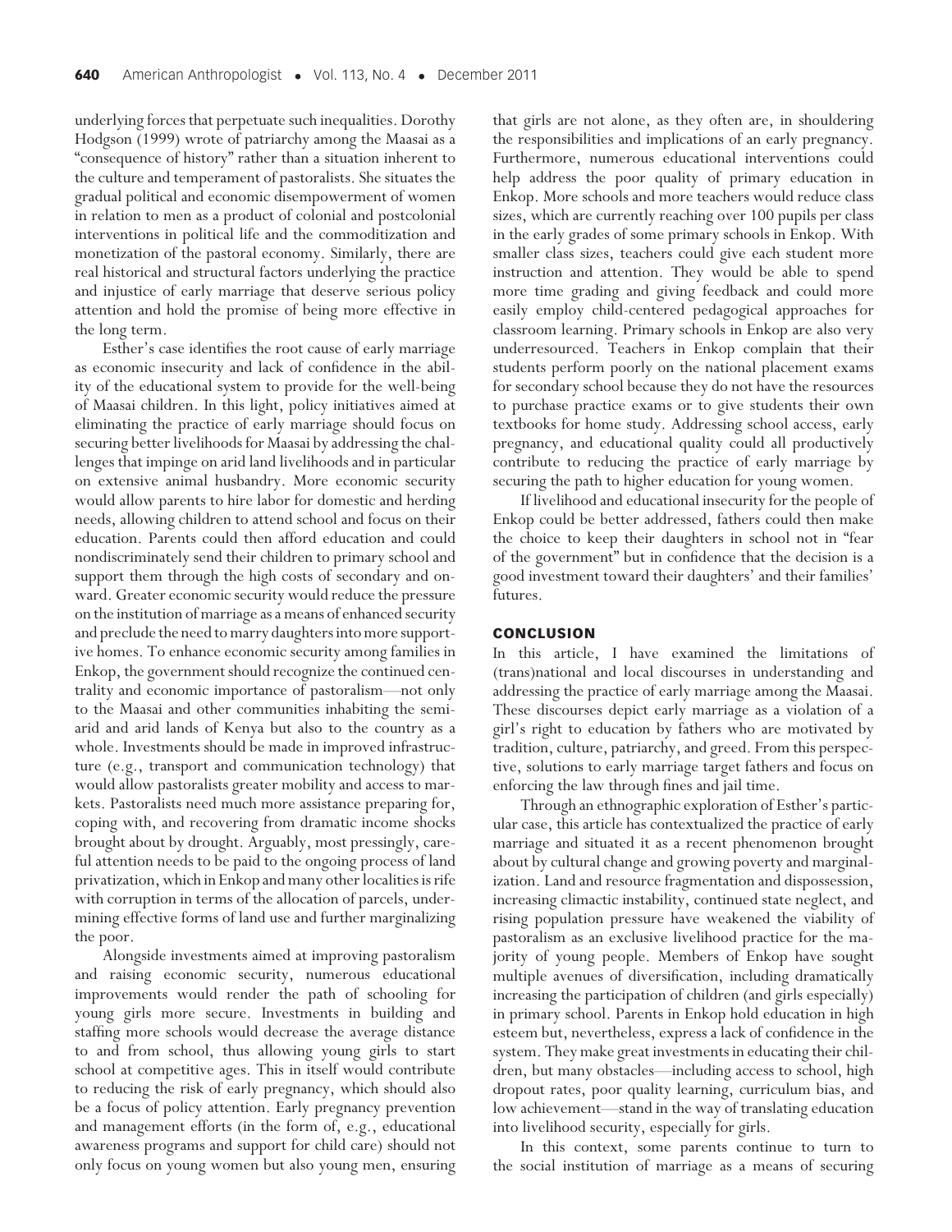underlying forces that perpetuate such inequalities. Dorothy Hodgson (1999) wrote of patriarchy among the Maasai as a "consequence of history" rather than a situation inherent to the culture and temperament of pastoralists. She situates the gradual political and economic disempowerment of women in relation to men as a product of colonial and postcolonial interventions in political life and the commoditization and monetization of the pastoral economy. Similarly, there are real historical and structural factors underlying the practice and injustice of early marriage that deserve serious policy attention and hold the promise of being more effective in the long term.

Esther's case identifies the root cause of early marriage as economic insecurity and lack of confidence in the ability of the educational system to provide for the well-being of Maasai children. In this light, policy initiatives aimed at eliminating the practice of early marriage should focus on securing better livelihoods for Maasai by addressing the challenges that impinge on arid land livelihoods and in particular on extensive animal husbandry. More economic security would allow parents to hire labor for domestic and herding needs, allowing children to attend school and focus on their education. Parents could then afford education and could nondiscriminately send their children to primary school and support them through the high costs of secondary and onward. Greater economic security would reduce the pressure on the institution of marriage as a means of enhanced security and preclude the need to marry daughters into more supportive homes. To enhance economic security among families in Enkop, the government should recognize the continued centrality and economic importance of pastoralism—not only to the Maasai and other communities inhabiting the semi-arid and arid lands of Kenya but also to the country as a whole. Investments should be made in improved infrastructure (e.g., transport and communication technology) that would allow pastoralists greater mobility and access to markets. Pastoralists need much more assistance preparing for, coping with, and recovering from dramatic income shocks brought about by drought. Arguably, most pressingly, careful attention needs to be paid to the ongoing process of land privatization, which in Enkop and many other localities is rife with corruption in terms of the allocation of parcels, undermining effective forms of land use and further marginalizing the poor.

Alongside investments aimed at improving pastoralism and raising economic security, numerous educational improvements would render the path of schooling for young girls more secure. Investments in building and staffing more schools would decrease the average distance to and from school, thus allowing young girls to start school at competitive ages. This in itself would contribute to reducing the risk of early pregnancy, which should also be a focus of policy attention. Early pregnancy prevention and management efforts (in the form of, e.g., educational awareness programs and support for child care) should not only focus on young women but also young men, ensuring that girls are not alone, as they often are, in shouldering the responsibilities and implications of an early pregnancy. Furthermore, numerous educational interventions could help address the poor quality of primary education in Enkop. More schools and more teachers would reduce class sizes, which are currently reaching over 100 pupils per class in the early grades of some primary schools in Enkop. With smaller class sizes, teachers could give each student more instruction and attention. They would be able to spend more time grading and giving feedback and could more easily employ child-centered pedagogical approaches for classroom learning. Primary schools in Enkop are also very underresourced. Teachers in Enkop complain that their students perform poorly on the national placement exams for secondary school because they do not have the resources to purchase practice exams or to give students their own textbooks for home study. Addressing school access, early pregnancy, and educational quality could all productively contribute to reducing the practice of early marriage by securing the path to higher education for young women.

If livelihood and educational insecurity for the people of Enkop could be better addressed, fathers could then make the choice to keep their daughters in school not in "fear of the government" but in confidence that the decision is a good investment toward their daughters' and their families' futures.

## CONCLUSION

In this article, I have examined the limitations of (trans)national and local discourses in understanding and addressing the practice of early marriage among the Maasai. These discourses depict early marriage as a violation of a girl's right to education by fathers who are motivated by tradition, culture, patriarchy, and greed. From this perspective, solutions to early marriage target fathers and focus on enforcing the law through fines and jail time.

Through an ethnographic exploration of Esther's particular case, this article has contextualized the practice of early marriage and situated it as a recent phenomenon brought about by cultural change and growing poverty and marginalization. Land and resource fragmentation and dispossession, increasing climactic instability, continued state neglect, and rising population pressure have weakened the viability of pastoralism as an exclusive livelihood practice for the majority of young people. Members of Enkop have sought multiple avenues of diversification, including dramatically increasing the participation of children (and girls especially) in primary school. Parents in Enkop hold education in high esteem but, nevertheless, express a lack of confidence in the system. They make great investments in educating their children, but many obstacles—including access to school, high dropout rates, poor quality learning, curriculum bias, and low achievement—stand in the way of translating education into livelihood security, especially for girls.

In this context, some parents continue to turn to the social institution of marriage as a means of securing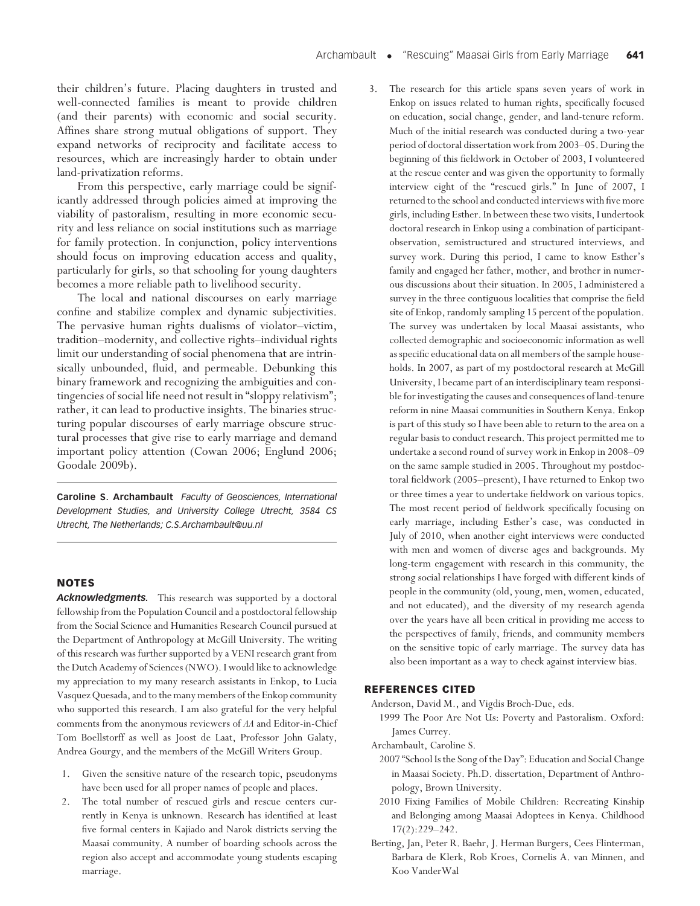their children's future. Placing daughters in trusted and well-connected families is meant to provide children (and their parents) with economic and social security. Affines share strong mutual obligations of support. They expand networks of reciprocity and facilitate access to resources, which are increasingly harder to obtain under land-privatization reforms.

From this perspective, early marriage could be significantly addressed through policies aimed at improving the viability of pastoralism, resulting in more economic security and less reliance on social institutions such as marriage for family protection. In conjunction, policy interventions should focus on improving education access and quality, particularly for girls, so that schooling for young daughters becomes a more reliable path to livelihood security.

The local and national discourses on early marriage confine and stabilize complex and dynamic subjectivities. The pervasive human rights dualisms of violator–victim, tradition–modernity, and collective rights–individual rights limit our understanding of social phenomena that are intrinsically unbounded, fluid, and permeable. Debunking this binary framework and recognizing the ambiguities and contingencies of social life need not result in "sloppy relativism"; rather, it can lead to productive insights. The binaries structuring popular discourses of early marriage obscure structural processes that give rise to early marriage and demand important policy attention (Cowan 2006; Englund 2006; Goodale 2009b).

---

**Caroline S. Archambault** *Faculty of Geosciences, International Development Studies, and University College Utrecht, 3584 CS Utrecht, The Netherlands; C.S.Archambault@uu.nl*

---

## NOTES

***Acknowledgments.*** This research was supported by a doctoral fellowship from the Population Council and a postdoctoral fellowship from the Social Science and Humanities Research Council pursued at the Department of Anthropology at McGill University. The writing of this research was further supported by a VENI research grant from the Dutch Academy of Sciences (NWO). I would like to acknowledge my appreciation to my many research assistants in Enkop, to Lucia Vasquez Quesada, and to the many members of the Enkop community who supported this research. I am also grateful for the very helpful comments from the anonymous reviewers of *AA* and Editor-in-Chief Tom Boellstorff as well as Joost de Laat, Professor John Galaty, Andrea Gourgy, and the members of the McGill Writers Group.

1. Given the sensitive nature of the research topic, pseudonyms have been used for all proper names of people and places.
2. The total number of rescued girls and rescue centers currently in Kenya is unknown. Research has identified at least five formal centers in Kajiado and Narok districts serving the Maasai community. A number of boarding schools across the region also accept and accommodate young students escaping marriage.
3. The research for this article spans seven years of work in Enkop on issues related to human rights, specifically focused on education, social change, gender, and land-tenure reform. Much of the initial research was conducted during a two-year period of doctoral dissertation work from 2003–05. During the beginning of this fieldwork in October of 2003, I volunteered at the rescue center and was given the opportunity to formally interview eight of the "rescued girls." In June of 2007, I returned to the school and conducted interviews with five more girls, including Esther. In between these two visits, I undertook doctoral research in Enkop using a combination of participant-observation, semistructured and structured interviews, and survey work. During this period, I came to know Esther's family and engaged her father, mother, and brother in numerous discussions about their situation. In 2005, I administered a survey in the three contiguous localities that comprise the field site of Enkop, randomly sampling 15 percent of the population. The survey was undertaken by local Maasai assistants, who collected demographic and socioeconomic information as well as specific educational data on all members of the sample households. In 2007, as part of my postdoctoral research at McGill University, I became part of an interdisciplinary team responsible for investigating the causes and consequences of land-tenure reform in nine Maasai communities in Southern Kenya. Enkop is part of this study so I have been able to return to the area on a regular basis to conduct research. This project permitted me to undertake a second round of survey work in Enkop in 2008–09 on the same sample studied in 2005. Throughout my postdoctoral fieldwork (2005–present), I have returned to Enkop two or three times a year to undertake fieldwork on various topics. The most recent period of fieldwork specifically focusing on early marriage, including Esther's case, was conducted in July of 2010, when another eight interviews were conducted with men and women of diverse ages and backgrounds. My long-term engagement with research in this community, the strong social relationships I have forged with different kinds of people in the community (old, young, men, women, educated, and not educated), and the diversity of my research agenda over the years have all been critical in providing me access to the perspectives of family, friends, and community members on the sensitive topic of early marriage. The survey data has also been important as a way to check against interview bias.

## REFERENCES CITED

Anderson, David M., and Vigdis Broch-Due, eds.
1999 The Poor Are Not Us: Poverty and Pastoralism. Oxford: James Currey.

Archambault, Caroline S.
2007 "School Is the Song of the Day": Education and Social Change in Maasai Society. Ph.D. dissertation, Department of Anthropology, Brown University.
2010 Fixing Families of Mobile Children: Recreating Kinship and Belonging among Maasai Adoptees in Kenya. Childhood 17(2):229–242.

Berting, Jan, Peter R. Baehr, J. Herman Burgers, Cees Flinterman, Barbara de Klerk, Rob Kroes, Cornelis A. van Minnen, and Koo VanderWal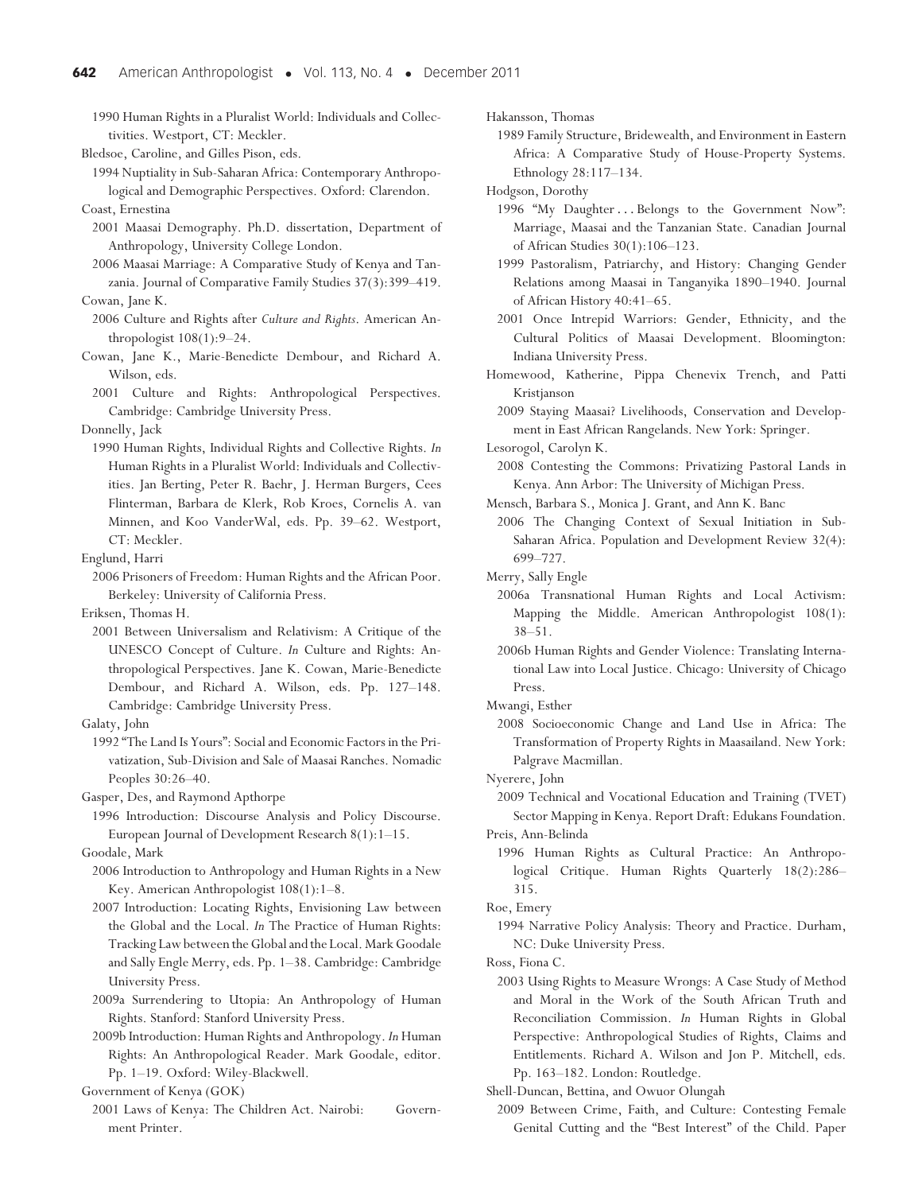1990 Human Rights in a Pluralist World: Individuals and Collectivities. Westport, CT: Meckler.

Bledsoe, Caroline, and Gilles Pison, eds.

1994 Nuptiality in Sub-Saharan Africa: Contemporary Anthropological and Demographic Perspectives. Oxford: Clarendon.

Coast, Ernestina

2001 Maasai Demography. Ph.D. dissertation, Department of Anthropology, University College London.

2006 Maasai Marriage: A Comparative Study of Kenya and Tanzania. Journal of Comparative Family Studies 37(3):399–419.

Cowan, Jane K.

2006 Culture and Rights after *Culture and Rights*. American Anthropologist 108(1):9–24.

Cowan, Jane K., Marie-Benedicte Dembour, and Richard A. Wilson, eds.

2001 Culture and Rights: Anthropological Perspectives. Cambridge: Cambridge University Press.

Donnelly, Jack

1990 Human Rights, Individual Rights and Collective Rights. *In* Human Rights in a Pluralist World: Individuals and Collectivities. Jan Berting, Peter R. Baehr, J. Herman Burgers, Cees Flinterman, Barbara de Klerk, Rob Kroes, Cornelis A. van Minnen, and Koo VanderWal, eds. Pp. 39–62. Westport, CT: Meckler.

Englund, Harri

2006 Prisoners of Freedom: Human Rights and the African Poor. Berkeley: University of California Press.

Eriksen, Thomas H.

2001 Between Universalism and Relativism: A Critique of the UNESCO Concept of Culture. *In* Culture and Rights: Anthropological Perspectives. Jane K. Cowan, Marie-Benedicte Dembour, and Richard A. Wilson, eds. Pp. 127–148. Cambridge: Cambridge University Press.

Galaty, John

1992 "The Land Is Yours": Social and Economic Factors in the Privatization, Sub-Division and Sale of Maasai Ranches. Nomadic Peoples 30:26–40.

Gasper, Des, and Raymond Apthorpe

1996 Introduction: Discourse Analysis and Policy Discourse. European Journal of Development Research 8(1):1–15.

Goodale, Mark

2006 Introduction to Anthropology and Human Rights in a New Key. American Anthropologist 108(1):1–8.

2007 Introduction: Locating Rights, Envisioning Law between the Global and the Local. *In* The Practice of Human Rights: Tracking Law between the Global and the Local. Mark Goodale and Sally Engle Merry, eds. Pp. 1–38. Cambridge: Cambridge University Press.

2009a Surrendering to Utopia: An Anthropology of Human Rights. Stanford: Stanford University Press.

2009b Introduction: Human Rights and Anthropology. *In* Human Rights: An Anthropological Reader. Mark Goodale, editor. Pp. 1–19. Oxford: Wiley-Blackwell.

Government of Kenya (GOK)

2001 Laws of Kenya: The Children Act. Nairobi: Government Printer.

Hakansson, Thomas

1989 Family Structure, Bridewealth, and Environment in Eastern Africa: A Comparative Study of House-Property Systems. Ethnology 28:117–134.

Hodgson, Dorothy

1996 "My Daughter . . . Belongs to the Government Now": Marriage, Maasai and the Tanzanian State. Canadian Journal of African Studies 30(1):106–123.

1999 Pastoralism, Patriarchy, and History: Changing Gender Relations among Maasai in Tanganyika 1890–1940. Journal of African History 40:41–65.

2001 Once Intrepid Warriors: Gender, Ethnicity, and the Cultural Politics of Maasai Development. Bloomington: Indiana University Press.

Homewood, Katherine, Pippa Chenevix Trench, and Patti Kristjanson

2009 Staying Maasai? Livelihoods, Conservation and Development in East African Rangelands. New York: Springer.

Lesorogol, Carolyn K.

2008 Contesting the Commons: Privatizing Pastoral Lands in Kenya. Ann Arbor: The University of Michigan Press.

Mensch, Barbara S., Monica J. Grant, and Ann K. Banc

2006 The Changing Context of Sexual Initiation in Sub-Saharan Africa. Population and Development Review 32(4): 699–727.

Merry, Sally Engle

2006a Transnational Human Rights and Local Activism: Mapping the Middle. American Anthropologist 108(1): 38–51.

2006b Human Rights and Gender Violence: Translating International Law into Local Justice. Chicago: University of Chicago Press.

Mwangi, Esther

2008 Socioeconomic Change and Land Use in Africa: The Transformation of Property Rights in Maasailand. New York: Palgrave Macmillan.

Nyerere, John

2009 Technical and Vocational Education and Training (TVET) Sector Mapping in Kenya. Report Draft: Edukans Foundation.

Preis, Ann-Belinda

1996 Human Rights as Cultural Practice: An Anthropological Critique. Human Rights Quarterly 18(2):286–315.

Roe, Emery

1994 Narrative Policy Analysis: Theory and Practice. Durham, NC: Duke University Press.

Ross, Fiona C.

2003 Using Rights to Measure Wrongs: A Case Study of Method and Moral in the Work of the South African Truth and Reconciliation Commission. *In* Human Rights in Global Perspective: Anthropological Studies of Rights, Claims and Entitlements. Richard A. Wilson and Jon P. Mitchell, eds. Pp. 163–182. London: Routledge.

Shell-Duncan, Bettina, and Owuor Olungah

2009 Between Crime, Faith, and Culture: Contesting Female Genital Cutting and the "Best Interest" of the Child. Paper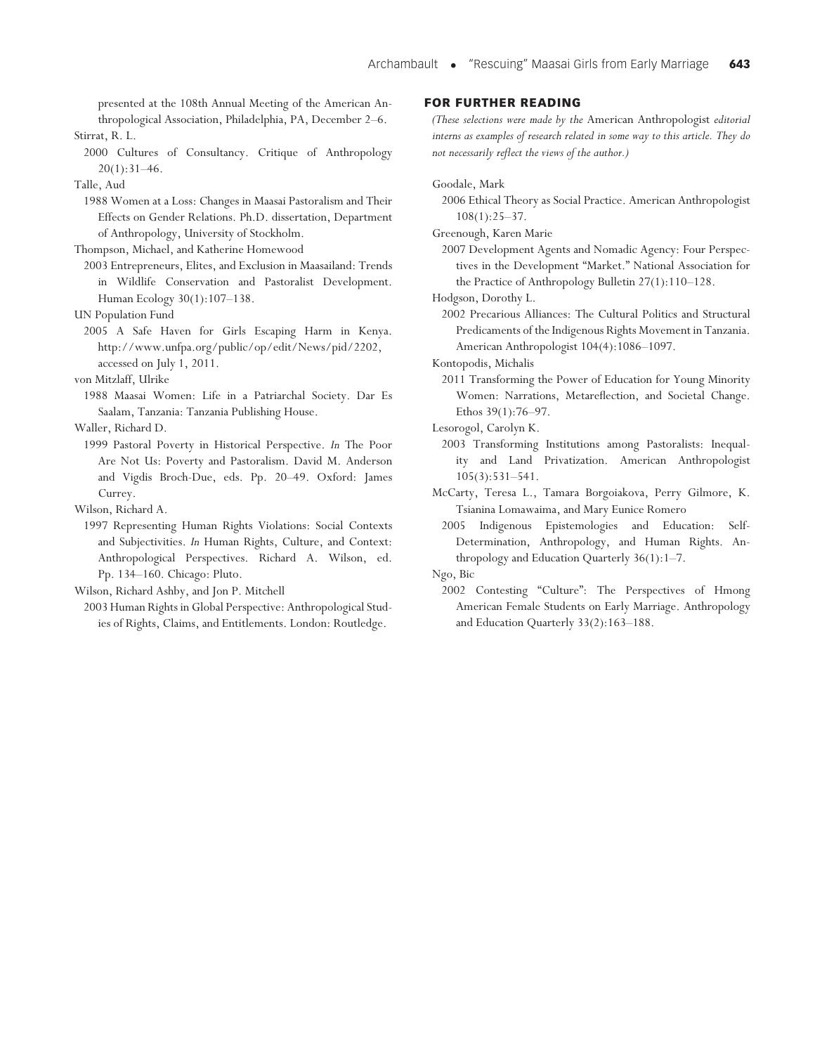presented at the 108th Annual Meeting of the American Anthropological Association, Philadelphia, PA, December 2–6.

Stirrat, R. L.

2000 Cultures of Consultancy. Critique of Anthropology 20(1):31–46.

Talle, Aud

1988 Women at a Loss: Changes in Maasai Pastoralism and Their Effects on Gender Relations. Ph.D. dissertation, Department of Anthropology, University of Stockholm.

Thompson, Michael, and Katherine Homewood

2003 Entrepreneurs, Elites, and Exclusion in Maasailand: Trends in Wildlife Conservation and Pastoralist Development. Human Ecology 30(1):107–138.

UN Population Fund

2005 A Safe Haven for Girls Escaping Harm in Kenya. http://www.unfpa.org/public/op/edit/News/pid/2202, accessed on July 1, 2011.

von Mitzlaff, Ulrike

1988 Maasai Women: Life in a Patriarchal Society. Dar Es Saalam, Tanzania: Tanzania Publishing House.

Waller, Richard D.

1999 Pastoral Poverty in Historical Perspective. *In* The Poor Are Not Us: Poverty and Pastoralism. David M. Anderson and Vigdis Broch-Due, eds. Pp. 20–49. Oxford: James Currey.

Wilson, Richard A.

1997 Representing Human Rights Violations: Social Contexts and Subjectivities. *In* Human Rights, Culture, and Context: Anthropological Perspectives. Richard A. Wilson, ed. Pp. 134–160. Chicago: Pluto.

Wilson, Richard Ashby, and Jon P. Mitchell

2003 Human Rights in Global Perspective: Anthropological Studies of Rights, Claims, and Entitlements. London: Routledge.

## FOR FURTHER READING

*(These selections were made by the* American Anthropologist *editorial interns as examples of research related in some way to this article. They do not necessarily reflect the views of the author.)*

Goodale, Mark

2006 Ethical Theory as Social Practice. American Anthropologist 108(1):25–37.

Greenough, Karen Marie

2007 Development Agents and Nomadic Agency: Four Perspectives in the Development "Market." National Association for the Practice of Anthropology Bulletin 27(1):110–128.

Hodgson, Dorothy L.

2002 Precarious Alliances: The Cultural Politics and Structural Predicaments of the Indigenous Rights Movement in Tanzania. American Anthropologist 104(4):1086–1097.

Kontopodis, Michalis

2011 Transforming the Power of Education for Young Minority Women: Narrations, Metareflection, and Societal Change. Ethos 39(1):76–97.

Lesorogol, Carolyn K.

2003 Transforming Institutions among Pastoralists: Inequality and Land Privatization. American Anthropologist 105(3):531–541.

McCarty, Teresa L., Tamara Borgoiakova, Perry Gilmore, K. Tsianina Lomawaima, and Mary Eunice Romero

2005 Indigenous Epistemologies and Education: Self-Determination, Anthropology, and Human Rights. Anthropology and Education Quarterly 36(1):1–7.

Ngo, Bic

2002 Contesting "Culture": The Perspectives of Hmong American Female Students on Early Marriage. Anthropology and Education Quarterly 33(2):163–188.